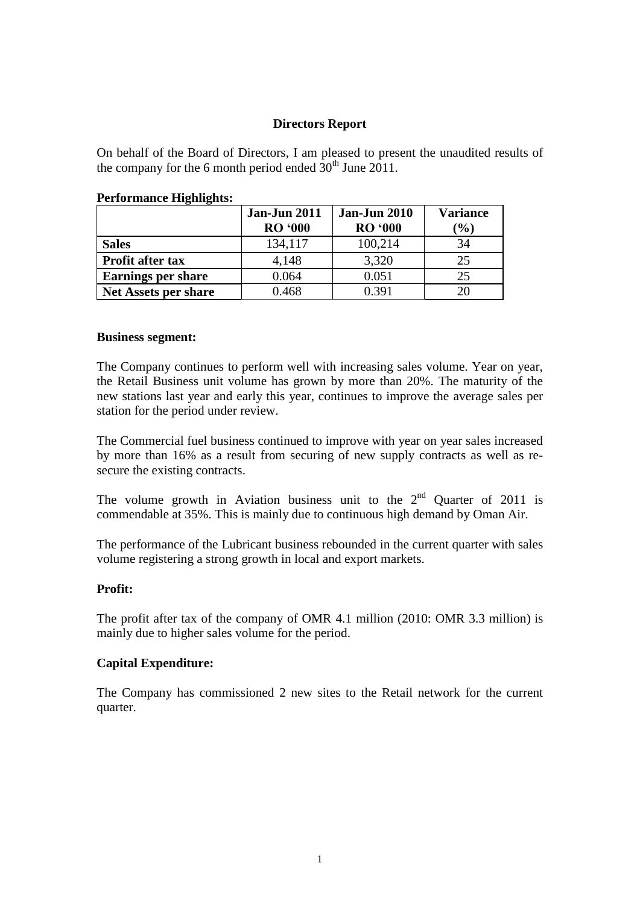# Directors Report

On behalf of the Board of Directors, I am pleased to present the unaudited results of the company for the 6 month period ended 30th June 2011.

**Performance Highlights:**

| | Jan-Jun 2011 RO '000 | Jan-Jun 2010 RO '000 | Variance (%) |
|---|---|---|---|
| **Sales** | 134,117 | 100,214 | 34 |
| **Profit after tax** | 4,148 | 3,320 | 25 |
| **Earnings per share** | 0.064 | 0.051 | 25 |
| **Net Assets per share** | 0.468 | 0.391 | 20 |

**Business segment:**

The Company continues to perform well with increasing sales volume. Year on year, the Retail Business unit volume has grown by more than 20%. The maturity of the new stations last year and early this year, continues to improve the average sales per station for the period under review.

The Commercial fuel business continued to improve with year on year sales increased by more than 16% as a result from securing of new supply contracts as well as re-secure the existing contracts.

The volume growth in Aviation business unit to the 2nd Quarter of 2011 is commendable at 35%. This is mainly due to continuous high demand by Oman Air.

The performance of the Lubricant business rebounded in the current quarter with sales volume registering a strong growth in local and export markets.

**Profit:**

The profit after tax of the company of OMR 4.1 million (2010: OMR 3.3 million) is mainly due to higher sales volume for the period.

**Capital Expenditure:**

The Company has commissioned 2 new sites to the Retail network for the current quarter.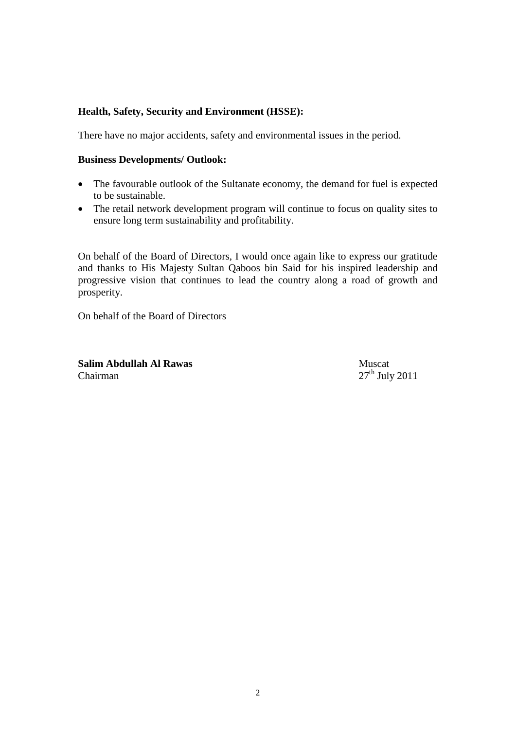**Health, Safety, Security and Environment (HSSE):**

There have no major accidents, safety and environmental issues in the period.

**Business Developments/ Outlook:**

- The favourable outlook of the Sultanate economy, the demand for fuel is expected to be sustainable.
- The retail network development program will continue to focus on quality sites to ensure long term sustainability and profitability.

On behalf of the Board of Directors, I would once again like to express our gratitude and thanks to His Majesty Sultan Qaboos bin Said for his inspired leadership and progressive vision that continues to lead the country along a road of growth and prosperity.

On behalf of the Board of Directors

**Salim Abdullah Al Rawas**
Chairman

Muscat
27th July 2011